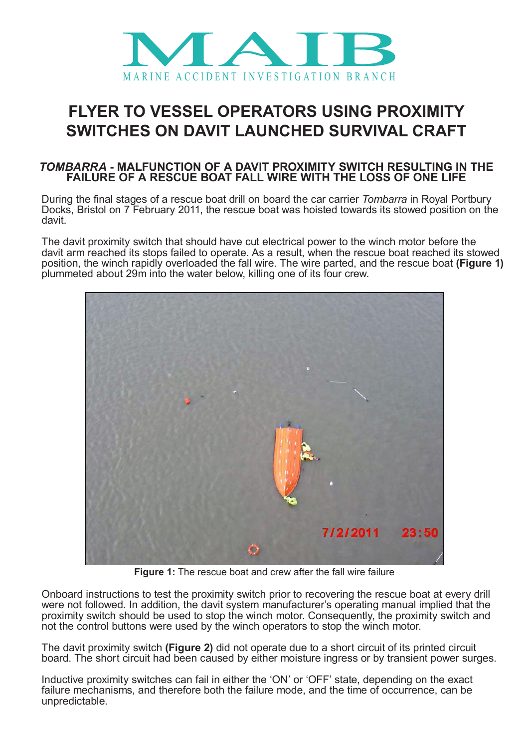# MAIB

MARINE ACCIDENT INVESTIGATION BRANCH

# FLYER TO VESSEL OPERATORS USING PROXIMITY SWITCHES ON DAVIT LAUNCHED SURVIVAL CRAFT

## *TOMBARRA* - MALFUNCTION OF A DAVIT PROXIMITY SWITCH RESULTING IN THE FAILURE OF A RESCUE BOAT FALL WIRE WITH THE LOSS OF ONE LIFE

During the final stages of a rescue boat drill on board the car carrier *Tombarra* in Royal Portbury Docks, Bristol on 7 February 2011, the rescue boat was hoisted towards its stowed position on the davit.

The davit proximity switch that should have cut electrical power to the winch motor before the davit arm reached its stops failed to operate. As a result, when the rescue boat reached its stowed position, the winch rapidly overloaded the fall wire. The wire parted, and the rescue boat **(Figure 1)** plummeted about 29m into the water below, killing one of its four crew.

**Figure 1:** The rescue boat and crew after the fall wire failure

Onboard instructions to test the proximity switch prior to recovering the rescue boat at every drill were not followed. In addition, the davit system manufacturer's operating manual implied that the proximity switch should be used to stop the winch motor. Consequently, the proximity switch and not the control buttons were used by the winch operators to stop the winch motor.

The davit proximity switch **(Figure 2)** did not operate due to a short circuit of its printed circuit board. The short circuit had been caused by either moisture ingress or by transient power surges.

Inductive proximity switches can fail in either the 'ON' or 'OFF' state, depending on the exact failure mechanisms, and therefore both the failure mode, and the time of occurrence, can be unpredictable.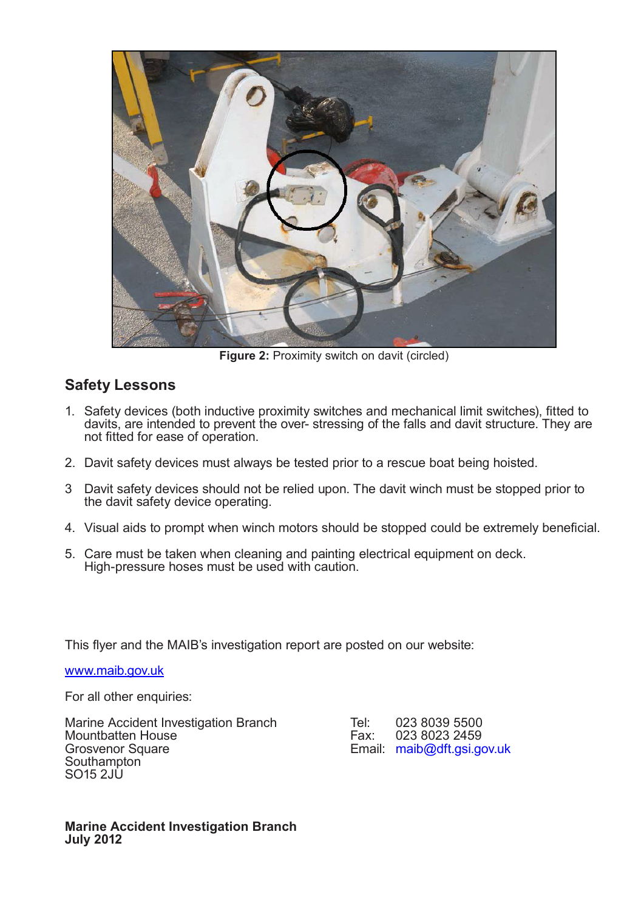**Figure 2:** Proximity switch on davit (circled)

## Safety Lessons

1. Safety devices (both inductive proximity switches and mechanical limit switches), fitted to davits, are intended to prevent the over- stressing of the falls and davit structure. They are not fitted for ease of operation.

2. Davit safety devices must always be tested prior to a rescue boat being hoisted.

3. Davit safety devices should not be relied upon. The davit winch must be stopped prior to the davit safety device operating.

4. Visual aids to prompt when winch motors should be stopped could be extremely beneficial.

5. Care must be taken when cleaning and painting electrical equipment on deck. High-pressure hoses must be used with caution.

This flyer and the MAIB's investigation report are posted on our website:

www.maib.gov.uk

For all other enquiries:

Marine Accident Investigation Branch
Mountbatten House
Grosvenor Square
Southampton
SO15 2JU

Tel: 023 8039 5500
Fax: 023 8023 2459
Email: maib@dft.gsi.gov.uk

**Marine Accident Investigation Branch**
**July 2012**